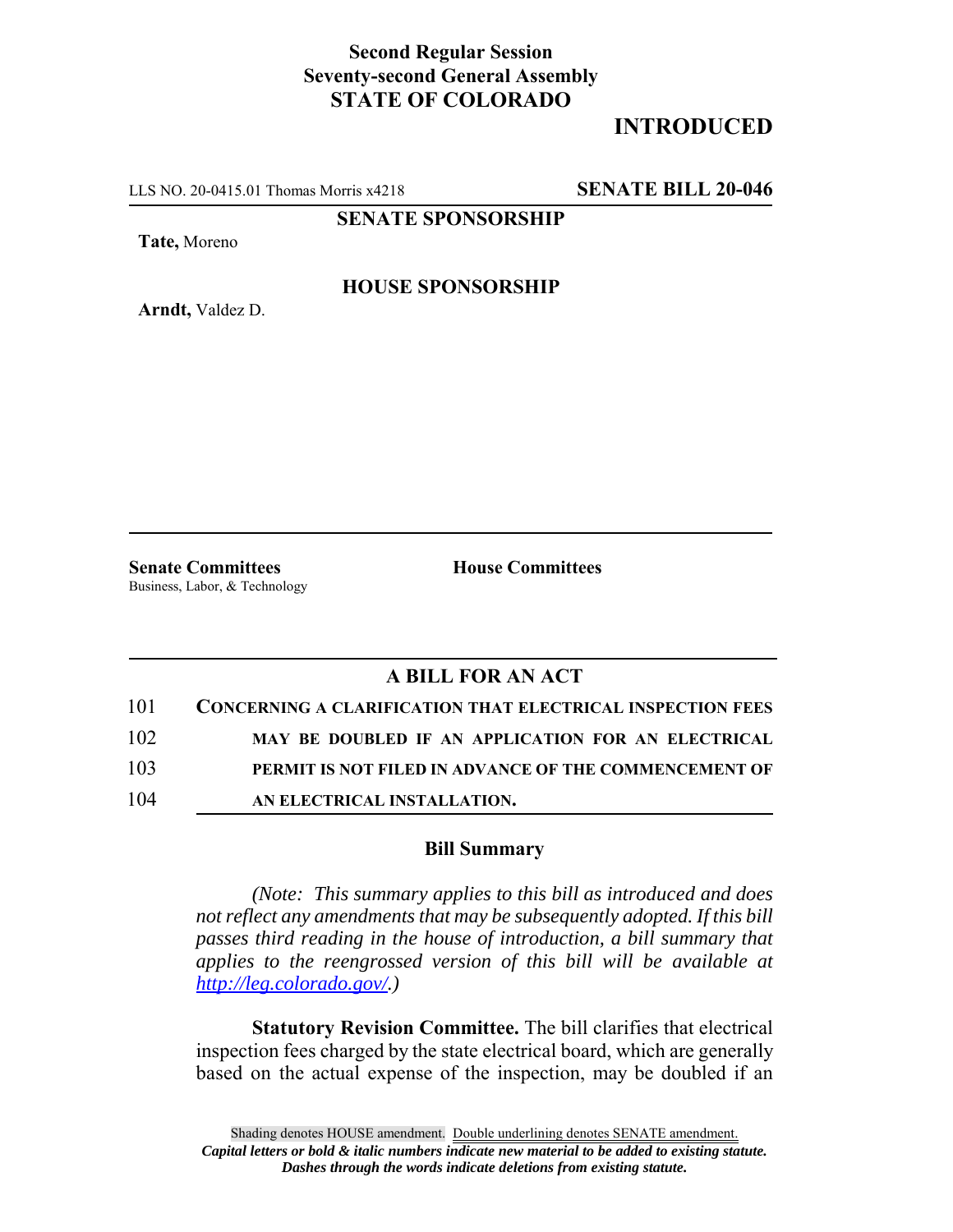**Second Regular Session**
**Seventy-second General Assembly**
**STATE OF COLORADO**

# INTRODUCED

LLS NO. 20-0415.01 Thomas Morris x4218 **SENATE BILL 20-046**

**SENATE SPONSORSHIP**

**Tate,** Moreno

**HOUSE SPONSORSHIP**

**Arndt,** Valdez D.

**Senate Committees**
Business, Labor, & Technology

**House Committees**

## A BILL FOR AN ACT

101 **CONCERNING A CLARIFICATION THAT ELECTRICAL INSPECTION FEES**
102 **MAY BE DOUBLED IF AN APPLICATION FOR AN ELECTRICAL**
103 **PERMIT IS NOT FILED IN ADVANCE OF THE COMMENCEMENT OF**
104 **AN ELECTRICAL INSTALLATION.**

### Bill Summary

*(Note: This summary applies to this bill as introduced and does not reflect any amendments that may be subsequently adopted. If this bill passes third reading in the house of introduction, a bill summary that applies to the reengrossed version of this bill will be available at http://leg.colorado.gov/.)*

**Statutory Revision Committee.** The bill clarifies that electrical inspection fees charged by the state electrical board, which are generally based on the actual expense of the inspection, may be doubled if an

Shading denotes HOUSE amendment. Double underlining denotes SENATE amendment.
***Capital letters or bold & italic numbers indicate new material to be added to existing statute.***
***Dashes through the words indicate deletions from existing statute.***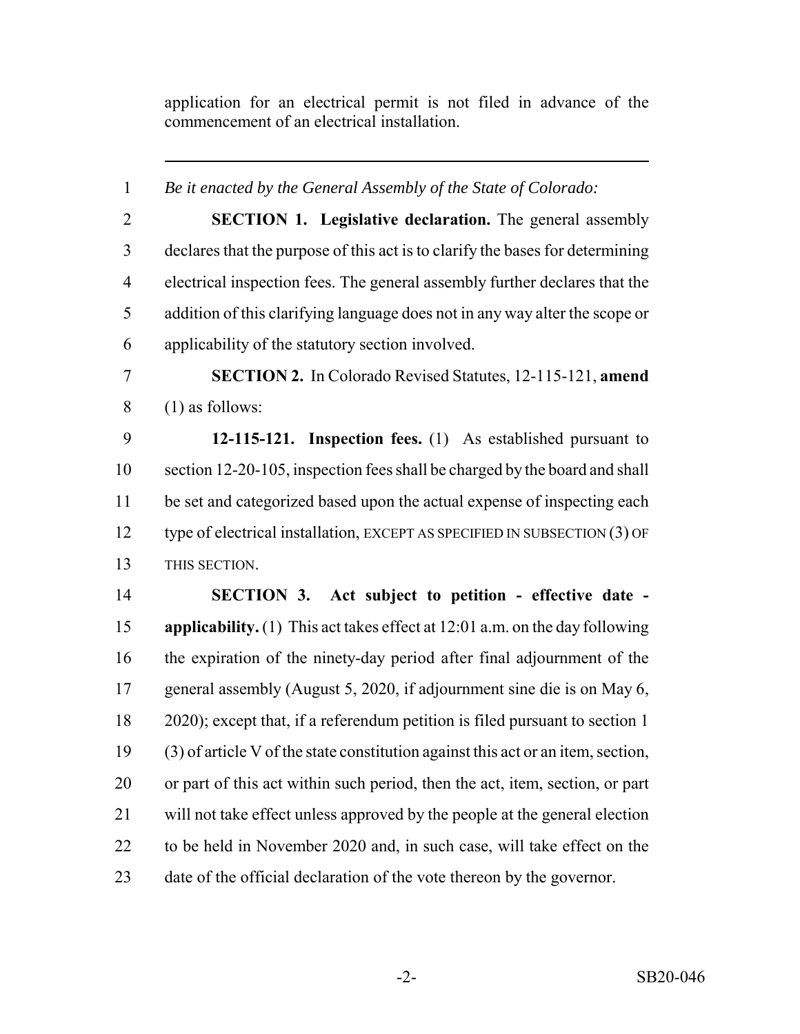application for an electrical permit is not filed in advance of the commencement of an electrical installation.

---

*Be it enacted by the General Assembly of the State of Colorado:*

**SECTION 1. Legislative declaration.** The general assembly declares that the purpose of this act is to clarify the bases for determining electrical inspection fees. The general assembly further declares that the addition of this clarifying language does not in any way alter the scope or applicability of the statutory section involved.

**SECTION 2.** In Colorado Revised Statutes, 12-115-121, **amend** (1) as follows:

**12-115-121. Inspection fees.** (1) As established pursuant to section 12-20-105, inspection fees shall be charged by the board and shall be set and categorized based upon the actual expense of inspecting each type of electrical installation, EXCEPT AS SPECIFIED IN SUBSECTION (3) OF THIS SECTION.

**SECTION 3. Act subject to petition - effective date - applicability.** (1) This act takes effect at 12:01 a.m. on the day following the expiration of the ninety-day period after final adjournment of the general assembly (August 5, 2020, if adjournment sine die is on May 6, 2020); except that, if a referendum petition is filed pursuant to section 1 (3) of article V of the state constitution against this act or an item, section, or part of this act within such period, then the act, item, section, or part will not take effect unless approved by the people at the general election to be held in November 2020 and, in such case, will take effect on the date of the official declaration of the vote thereon by the governor.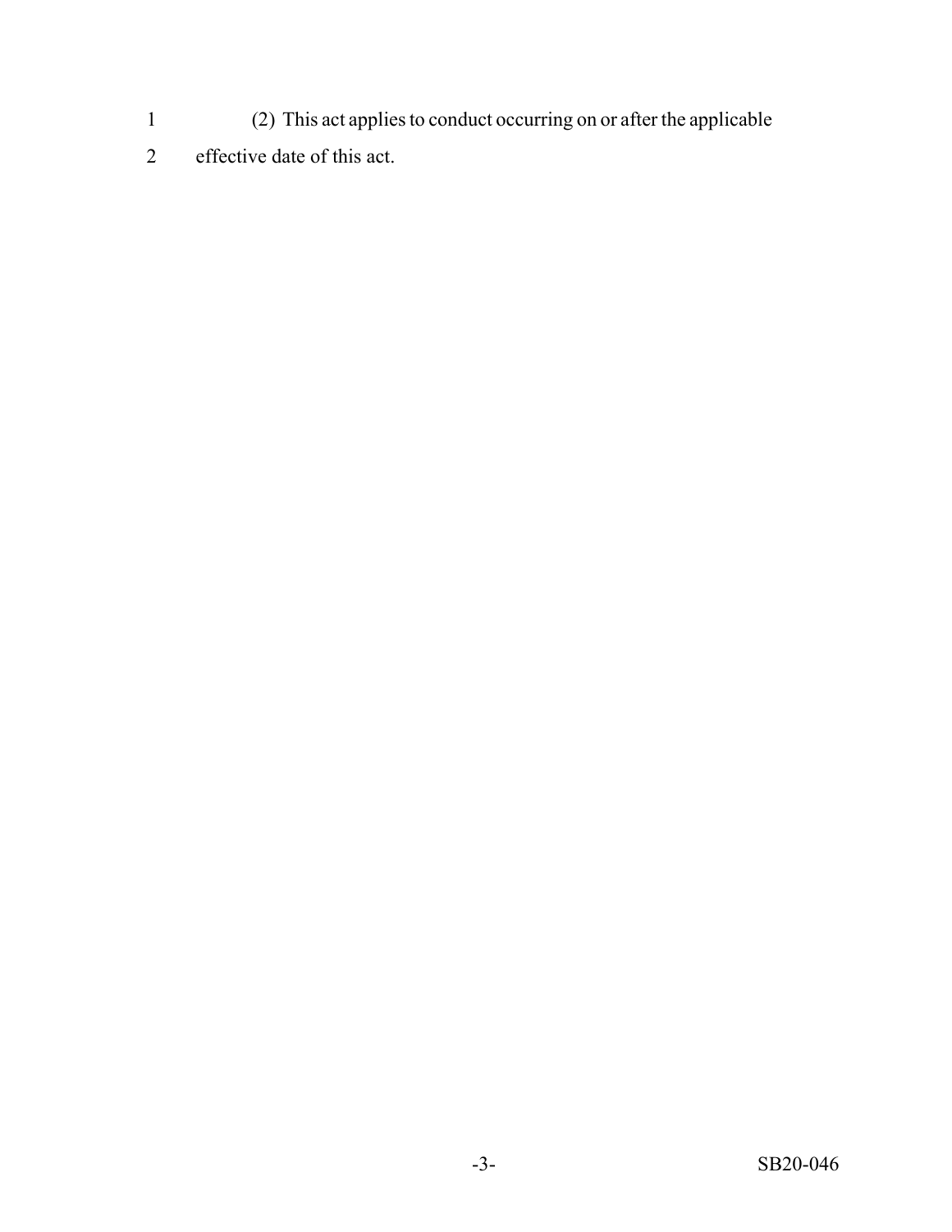(2) This act applies to conduct occurring on or after the applicable effective date of this act.